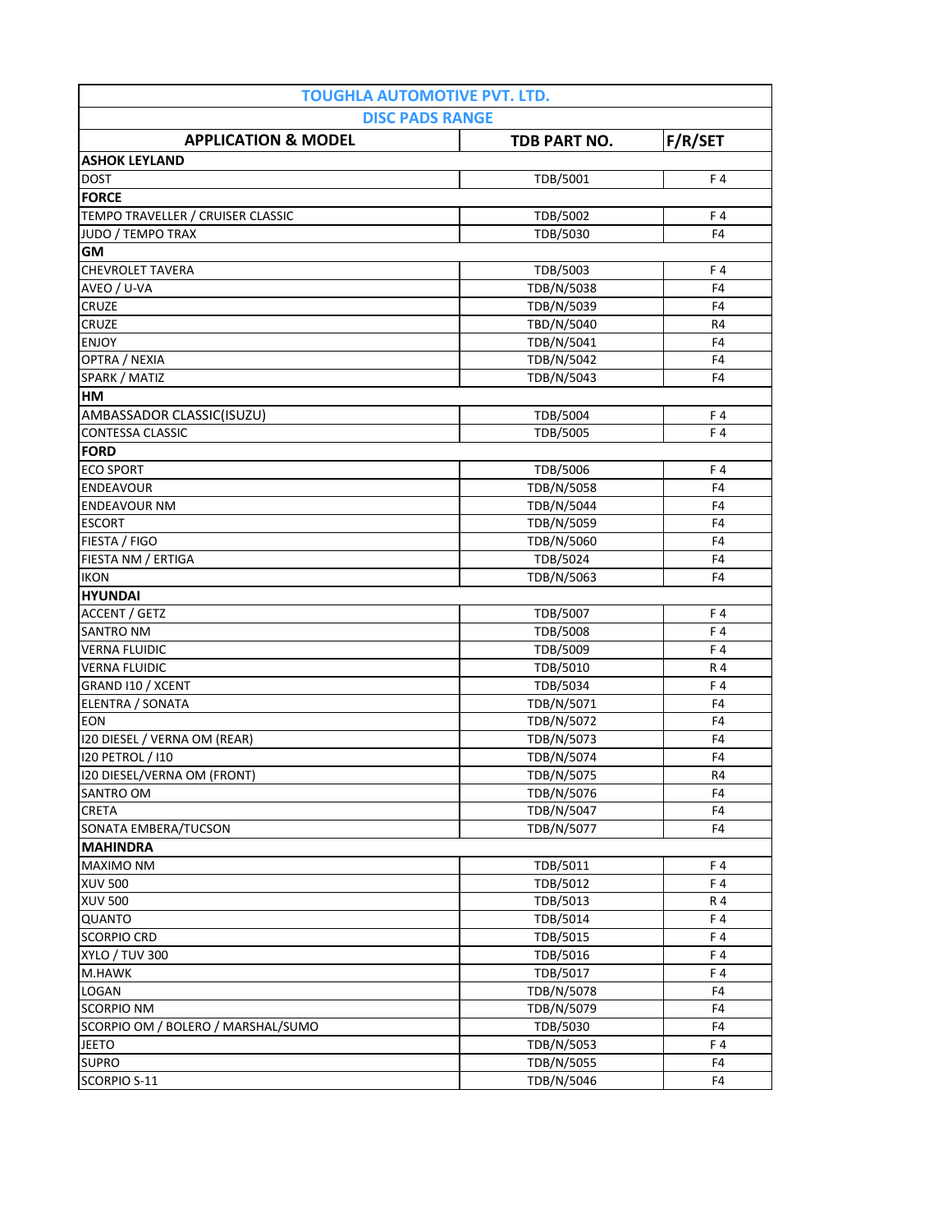| TOUGHLA AUTOMOTIVE PVT. LTD. | | |
|---|---|---|
| DISC PADS RANGE | | |
| **APPLICATION & MODEL** | **TDB PART NO.** | **F/R/SET** |
| **ASHOK LEYLAND** | | |
| DOST | TDB/5001 | F 4 |
| **FORCE** | | |
| TEMPO TRAVELLER / CRUISER CLASSIC | TDB/5002 | F 4 |
| JUDO / TEMPO TRAX | TDB/5030 | F4 |
| **GM** | | |
| CHEVROLET TAVERA | TDB/5003 | F 4 |
| AVEO / U-VA | TDB/N/5038 | F4 |
| CRUZE | TDB/N/5039 | F4 |
| CRUZE | TBD/N/5040 | R4 |
| ENJOY | TDB/N/5041 | F4 |
| OPTRA / NEXIA | TDB/N/5042 | F4 |
| SPARK / MATIZ | TDB/N/5043 | F4 |
| **HM** | | |
| AMBASSADOR CLASSIC(ISUZU) | TDB/5004 | F 4 |
| CONTESSA CLASSIC | TDB/5005 | F 4 |
| **FORD** | | |
| ECO SPORT | TDB/5006 | F 4 |
| ENDEAVOUR | TDB/N/5058 | F4 |
| ENDEAVOUR NM | TDB/N/5044 | F4 |
| ESCORT | TDB/N/5059 | F4 |
| FIESTA / FIGO | TDB/N/5060 | F4 |
| FIESTA NM / ERTIGA | TDB/5024 | F4 |
| IKON | TDB/N/5063 | F4 |
| **HYUNDAI** | | |
| ACCENT / GETZ | TDB/5007 | F 4 |
| SANTRO NM | TDB/5008 | F 4 |
| VERNA FLUIDIC | TDB/5009 | F 4 |
| VERNA FLUIDIC | TDB/5010 | R 4 |
| GRAND I10 / XCENT | TDB/5034 | F 4 |
| ELENTRA / SONATA | TDB/N/5071 | F4 |
| EON | TDB/N/5072 | F4 |
| I20 DIESEL / VERNA OM (REAR) | TDB/N/5073 | F4 |
| I20 PETROL / I10 | TDB/N/5074 | F4 |
| I20 DIESEL/VERNA OM (FRONT) | TDB/N/5075 | R4 |
| SANTRO OM | TDB/N/5076 | F4 |
| CRETA | TDB/N/5047 | F4 |
| SONATA EMBERA/TUCSON | TDB/N/5077 | F4 |
| **MAHINDRA** | | |
| MAXIMO NM | TDB/5011 | F 4 |
| XUV 500 | TDB/5012 | F 4 |
| XUV 500 | TDB/5013 | R 4 |
| QUANTO | TDB/5014 | F 4 |
| SCORPIO CRD | TDB/5015 | F 4 |
| XYLO / TUV 300 | TDB/5016 | F 4 |
| M.HAWK | TDB/5017 | F 4 |
| LOGAN | TDB/N/5078 | F4 |
| SCORPIO NM | TDB/N/5079 | F4 |
| SCORPIO OM / BOLERO / MARSHAL/SUMO | TDB/5030 | F4 |
| JEETO | TDB/N/5053 | F 4 |
| SUPRO | TDB/N/5055 | F4 |
| SCORPIO S-11 | TDB/N/5046 | F4 |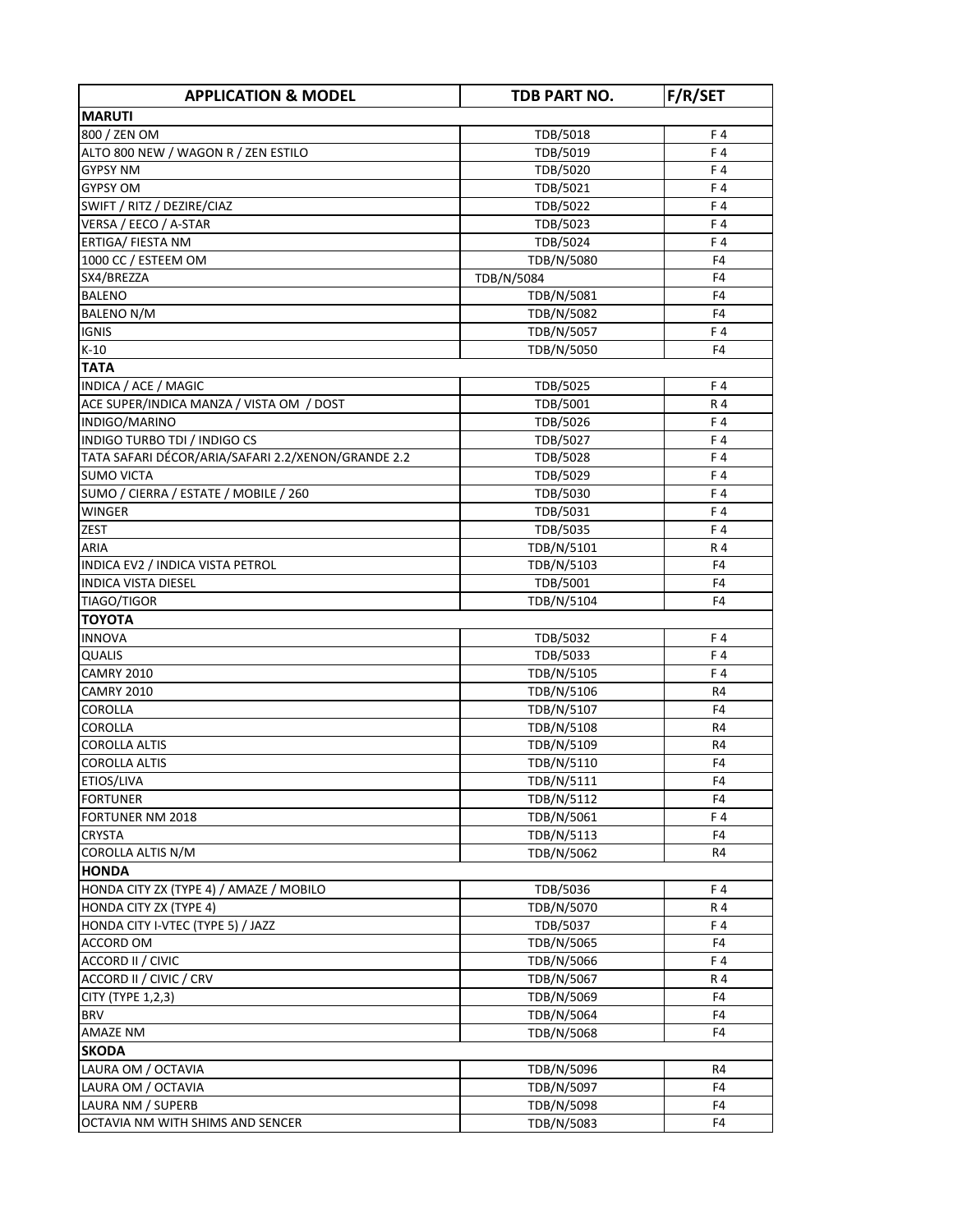| APPLICATION & MODEL | TDB PART NO. | F/R/SET |
|---|---|---|
| **MARUTI** | | |
| 800 / ZEN OM | TDB/5018 | F 4 |
| ALTO 800 NEW / WAGON R / ZEN ESTILO | TDB/5019 | F 4 |
| GYPSY NM | TDB/5020 | F 4 |
| GYPSY OM | TDB/5021 | F 4 |
| SWIFT / RITZ / DEZIRE/CIAZ | TDB/5022 | F 4 |
| VERSA / EECO / A-STAR | TDB/5023 | F 4 |
| ERTIGA/ FIESTA NM | TDB/5024 | F 4 |
| 1000 CC / ESTEEM OM | TDB/N/5080 | F4 |
| SX4/BREZZA | TDB/N/5084 | F4 |
| BALENO | TDB/N/5081 | F4 |
| BALENO N/M | TDB/N/5082 | F4 |
| IGNIS | TDB/N/5057 | F 4 |
| K-10 | TDB/N/5050 | F4 |
| **TATA** | | |
| INDICA / ACE / MAGIC | TDB/5025 | F 4 |
| ACE SUPER/INDICA MANZA / VISTA OM / DOST | TDB/5001 | R 4 |
| INDIGO/MARINO | TDB/5026 | F 4 |
| INDIGO TURBO TDI / INDIGO CS | TDB/5027 | F 4 |
| TATA SAFARI DÉCOR/ARIA/SAFARI 2.2/XENON/GRANDE 2.2 | TDB/5028 | F 4 |
| SUMO VICTA | TDB/5029 | F 4 |
| SUMO / CIERRA / ESTATE / MOBILE / 260 | TDB/5030 | F 4 |
| WINGER | TDB/5031 | F 4 |
| ZEST | TDB/5035 | F 4 |
| ARIA | TDB/N/5101 | R 4 |
| INDICA EV2 / INDICA VISTA PETROL | TDB/N/5103 | F4 |
| INDICA VISTA DIESEL | TDB/5001 | F4 |
| TIAGO/TIGOR | TDB/N/5104 | F4 |
| **TOYOTA** | | |
| INNOVA | TDB/5032 | F 4 |
| QUALIS | TDB/5033 | F 4 |
| CAMRY 2010 | TDB/N/5105 | F 4 |
| CAMRY 2010 | TDB/N/5106 | R4 |
| COROLLA | TDB/N/5107 | F4 |
| COROLLA | TDB/N/5108 | R4 |
| COROLLA ALTIS | TDB/N/5109 | R4 |
| COROLLA ALTIS | TDB/N/5110 | F4 |
| ETIOS/LIVA | TDB/N/5111 | F4 |
| FORTUNER | TDB/N/5112 | F4 |
| FORTUNER NM 2018 | TDB/N/5061 | F 4 |
| CRYSTA | TDB/N/5113 | F4 |
| COROLLA ALTIS N/M | TDB/N/5062 | R4 |
| **HONDA** | | |
| HONDA CITY ZX (TYPE 4) / AMAZE / MOBILO | TDB/5036 | F 4 |
| HONDA CITY ZX (TYPE 4) | TDB/N/5070 | R 4 |
| HONDA CITY I-VTEC (TYPE 5) / JAZZ | TDB/5037 | F 4 |
| ACCORD OM | TDB/N/5065 | F4 |
| ACCORD II / CIVIC | TDB/N/5066 | F 4 |
| ACCORD II / CIVIC / CRV | TDB/N/5067 | R 4 |
| CITY (TYPE 1,2,3) | TDB/N/5069 | F4 |
| BRV | TDB/N/5064 | F4 |
| AMAZE NM | TDB/N/5068 | F4 |
| **SKODA** | | |
| LAURA OM / OCTAVIA | TDB/N/5096 | R4 |
| LAURA OM / OCTAVIA | TDB/N/5097 | F4 |
| LAURA NM / SUPERB | TDB/N/5098 | F4 |
| OCTAVIA NM WITH SHIMS AND SENCER | TDB/N/5083 | F4 |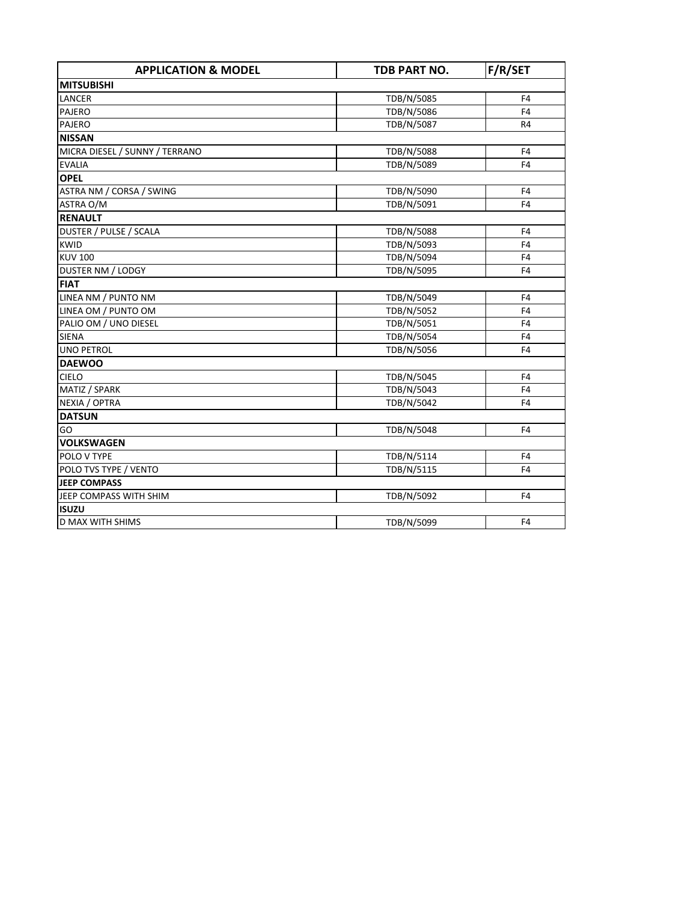| APPLICATION & MODEL | TDB PART NO. | F/R/SET |
|---|---|---|
| **MITSUBISHI** | | |
| LANCER | TDB/N/5085 | F4 |
| PAJERO | TDB/N/5086 | F4 |
| PAJERO | TDB/N/5087 | R4 |
| **NISSAN** | | |
| MICRA DIESEL / SUNNY / TERRANO | TDB/N/5088 | F4 |
| EVALIA | TDB/N/5089 | F4 |
| **OPEL** | | |
| ASTRA NM / CORSA / SWING | TDB/N/5090 | F4 |
| ASTRA O/M | TDB/N/5091 | F4 |
| **RENAULT** | | |
| DUSTER / PULSE / SCALA | TDB/N/5088 | F4 |
| KWID | TDB/N/5093 | F4 |
| KUV 100 | TDB/N/5094 | F4 |
| DUSTER NM / LODGY | TDB/N/5095 | F4 |
| **FIAT** | | |
| LINEA NM / PUNTO NM | TDB/N/5049 | F4 |
| LINEA OM / PUNTO OM | TDB/N/5052 | F4 |
| PALIO OM / UNO DIESEL | TDB/N/5051 | F4 |
| SIENA | TDB/N/5054 | F4 |
| UNO PETROL | TDB/N/5056 | F4 |
| **DAEWOO** | | |
| CIELO | TDB/N/5045 | F4 |
| MATIZ / SPARK | TDB/N/5043 | F4 |
| NEXIA / OPTRA | TDB/N/5042 | F4 |
| **DATSUN** | | |
| GO | TDB/N/5048 | F4 |
| **VOLKSWAGEN** | | |
| POLO V TYPE | TDB/N/5114 | F4 |
| POLO TVS TYPE / VENTO | TDB/N/5115 | F4 |
| **JEEP COMPASS** | | |
| JEEP COMPASS WITH SHIM | TDB/N/5092 | F4 |
| **ISUZU** | | |
| D MAX WITH SHIMS | TDB/N/5099 | F4 |